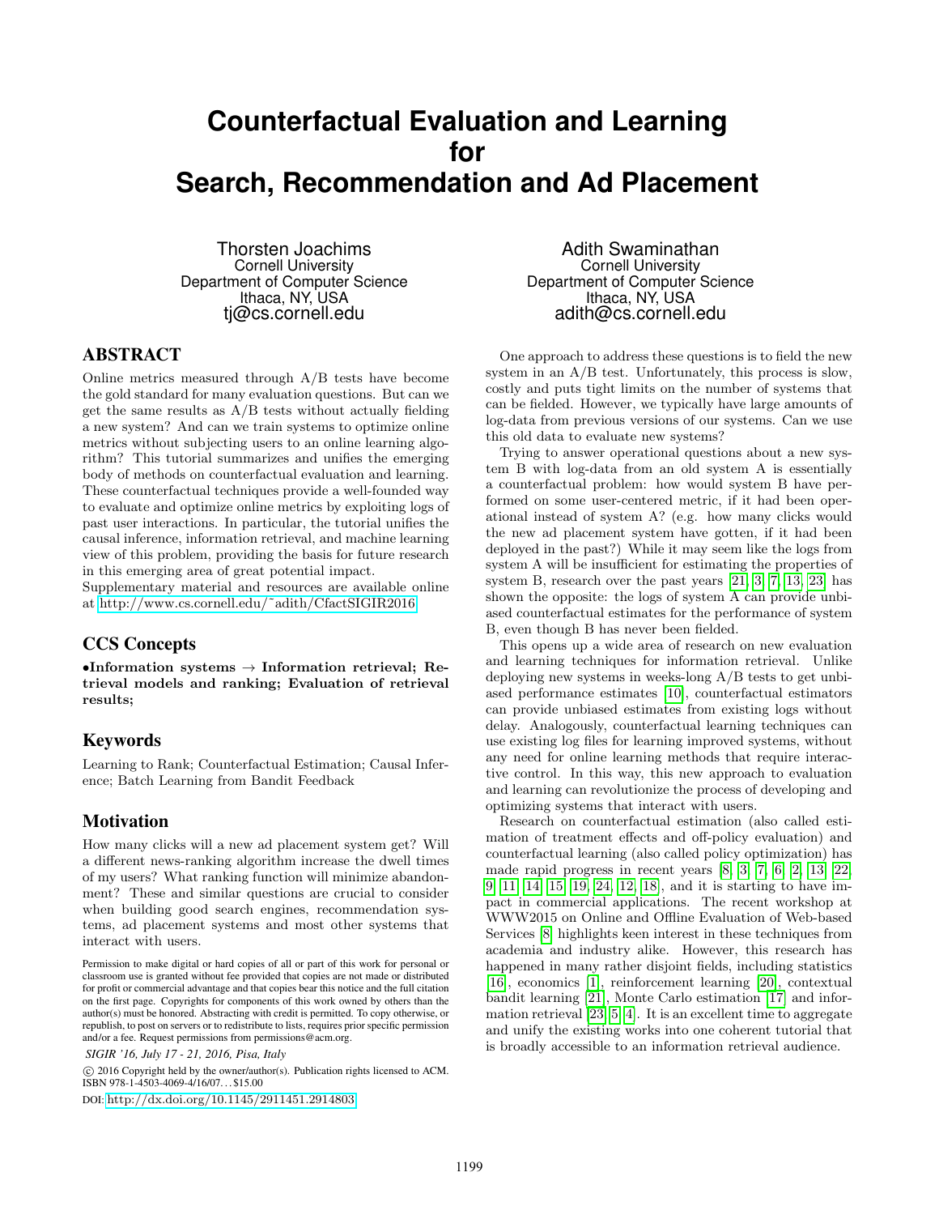# Counterfactual Evaluation and Learning for Search, Recommendation and Ad Placement

Thorsten Joachims
Cornell University
Department of Computer Science
Ithaca, NY, USA
tj@cs.cornell.edu

Adith Swaminathan
Cornell University
Department of Computer Science
Ithaca, NY, USA
adith@cs.cornell.edu

## ABSTRACT

Online metrics measured through A/B tests have become the gold standard for many evaluation questions. But can we get the same results as A/B tests without actually fielding a new system? And can we train systems to optimize online metrics without subjecting users to an online learning algorithm? This tutorial summarizes and unifies the emerging body of methods on counterfactual evaluation and learning. These counterfactual techniques provide a well-founded way to evaluate and optimize online metrics by exploiting logs of past user interactions. In particular, the tutorial unifies the causal inference, information retrieval, and machine learning view of this problem, providing the basis for future research in this emerging area of great potential impact.

Supplementary material and resources are available online at http://www.cs.cornell.edu/~adith/CfactSIGIR2016

## CCS Concepts

**•Information systems → Information retrieval; Retrieval models and ranking; Evaluation of retrieval results;**

## Keywords

Learning to Rank; Counterfactual Estimation; Causal Inference; Batch Learning from Bandit Feedback

## Motivation

How many clicks will a new ad placement system get? Will a different news-ranking algorithm increase the dwell times of my users? What ranking function will minimize abandonment? These and similar questions are crucial to consider when building good search engines, recommendation systems, ad placement systems and most other systems that interact with users.

Permission to make digital or hard copies of all or part of this work for personal or classroom use is granted without fee provided that copies are not made or distributed for profit or commercial advantage and that copies bear this notice and the full citation on the first page. Copyrights for components of this work owned by others than the author(s) must be honored. Abstracting with credit is permitted. To copy otherwise, or republish, to post on servers or to redistribute to lists, requires prior specific permission and/or a fee. Request permissions from permissions@acm.org.

*SIGIR '16, July 17 - 21, 2016, Pisa, Italy*

© 2016 Copyright held by the owner/author(s). Publication rights licensed to ACM. ISBN 978-1-4503-4069-4/16/07...$15.00

DOI: http://dx.doi.org/10.1145/2911451.2914803

One approach to address these questions is to field the new system in an A/B test. Unfortunately, this process is slow, costly and puts tight limits on the number of systems that can be fielded. However, we typically have large amounts of log-data from previous versions of our systems. Can we use this old data to evaluate new systems?

Trying to answer operational questions about a new system B with log-data from an old system A is essentially a counterfactual problem: how would system B have performed on some user-centered metric, if it had been operational instead of system A? (e.g. how many clicks would the new ad placement system have gotten, if it had been deployed in the past?) While it may seem like the logs from system A will be insufficient for estimating the properties of system B, research over the past years [21, 3, 7, 13, 23] has shown the opposite: the logs of system A can provide unbiased counterfactual estimates for the performance of system B, even though B has never been fielded.

This opens up a wide area of research on new evaluation and learning techniques for information retrieval. Unlike deploying new systems in weeks-long A/B tests to get unbiased performance estimates [10], counterfactual estimators can provide unbiased estimates from existing logs without delay. Analogously, counterfactual learning techniques can use existing log files for learning improved systems, without any need for online learning methods that require interactive control. In this way, this new approach to evaluation and learning can revolutionize the process of developing and optimizing systems that interact with users.

Research on counterfactual estimation (also called estimation of treatment effects and off-policy evaluation) and counterfactual learning (also called policy optimization) has made rapid progress in recent years [8, 3, 7, 6, 2, 13, 22, 9, 11, 14, 15, 19, 24, 12, 18], and it is starting to have impact in commercial applications. The recent workshop at WWW2015 on Online and Offline Evaluation of Web-based Services [8] highlights keen interest in these techniques from academia and industry alike. However, this research has happened in many rather disjoint fields, including statistics [16], economics [1], reinforcement learning [20], contextual bandit learning [21], Monte Carlo estimation [17] and information retrieval [23, 5, 4]. It is an excellent time to aggregate and unify the existing works into one coherent tutorial that is broadly accessible to an information retrieval audience.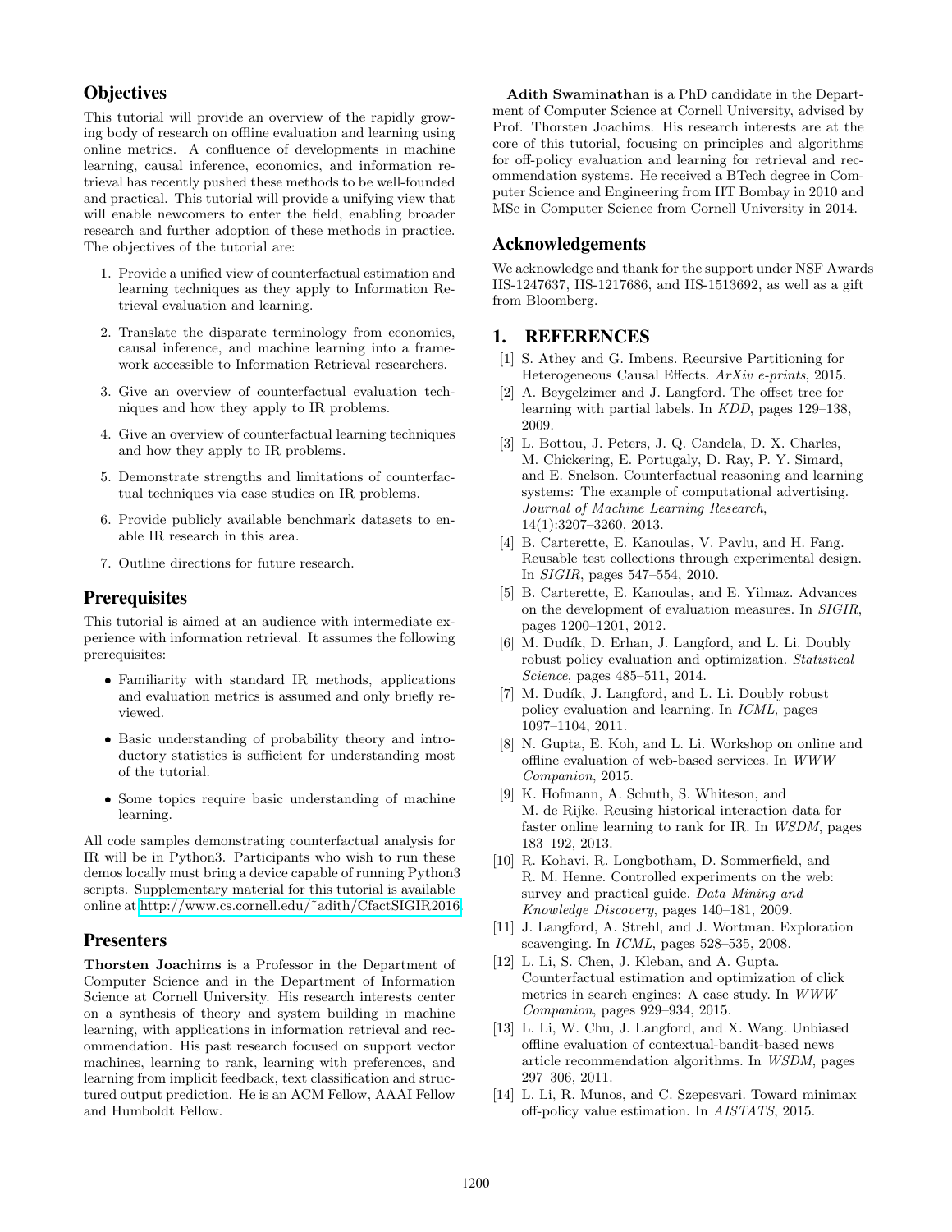## Objectives

This tutorial will provide an overview of the rapidly growing body of research on offline evaluation and learning using online metrics. A confluence of developments in machine learning, causal inference, economics, and information retrieval has recently pushed these methods to be well-founded and practical. This tutorial will provide a unifying view that will enable newcomers to enter the field, enabling broader research and further adoption of these methods in practice. The objectives of the tutorial are:

1. Provide a unified view of counterfactual estimation and learning techniques as they apply to Information Retrieval evaluation and learning.
2. Translate the disparate terminology from economics, causal inference, and machine learning into a framework accessible to Information Retrieval researchers.
3. Give an overview of counterfactual evaluation techniques and how they apply to IR problems.
4. Give an overview of counterfactual learning techniques and how they apply to IR problems.
5. Demonstrate strengths and limitations of counterfactual techniques via case studies on IR problems.
6. Provide publicly available benchmark datasets to enable IR research in this area.
7. Outline directions for future research.

## Prerequisites

This tutorial is aimed at an audience with intermediate experience with information retrieval. It assumes the following prerequisites:

- Familiarity with standard IR methods, applications and evaluation metrics is assumed and only briefly reviewed.
- Basic understanding of probability theory and introductory statistics is sufficient for understanding most of the tutorial.
- Some topics require basic understanding of machine learning.

All code samples demonstrating counterfactual analysis for IR will be in Python3. Participants who wish to run these demos locally must bring a device capable of running Python3 scripts. Supplementary material for this tutorial is available online at http://www.cs.cornell.edu/~adith/CfactSIGIR2016

## Presenters

**Thorsten Joachims** is a Professor in the Department of Computer Science and in the Department of Information Science at Cornell University. His research interests center on a synthesis of theory and system building in machine learning, with applications in information retrieval and recommendation. His past research focused on support vector machines, learning to rank, learning with preferences, and learning from implicit feedback, text classification and structured output prediction. He is an ACM Fellow, AAAI Fellow and Humboldt Fellow.

**Adith Swaminathan** is a PhD candidate in the Department of Computer Science at Cornell University, advised by Prof. Thorsten Joachims. His research interests are at the core of this tutorial, focusing on principles and algorithms for off-policy evaluation and learning for retrieval and recommendation systems. He received a BTech degree in Computer Science and Engineering from IIT Bombay in 2010 and MSc in Computer Science from Cornell University in 2014.

## Acknowledgements

We acknowledge and thank for the support under NSF Awards IIS-1247637, IIS-1217686, and IIS-1513692, as well as a gift from Bloomberg.

# 1. REFERENCES

[1] S. Athey and G. Imbens. Recursive Partitioning for Heterogeneous Causal Effects. *ArXiv e-prints*, 2015.

[2] A. Beygelzimer and J. Langford. The offset tree for learning with partial labels. In *KDD*, pages 129–138, 2009.

[3] L. Bottou, J. Peters, J. Q. Candela, D. X. Charles, M. Chickering, E. Portugaly, D. Ray, P. Y. Simard, and E. Snelson. Counterfactual reasoning and learning systems: The example of computational advertising. *Journal of Machine Learning Research*, 14(1):3207–3260, 2013.

[4] B. Carterette, E. Kanoulas, V. Pavlu, and H. Fang. Reusable test collections through experimental design. In *SIGIR*, pages 547–554, 2010.

[5] B. Carterette, E. Kanoulas, and E. Yilmaz. Advances on the development of evaluation measures. In *SIGIR*, pages 1200–1201, 2012.

[6] M. Dudík, D. Erhan, J. Langford, and L. Li. Doubly robust policy evaluation and optimization. *Statistical Science*, pages 485–511, 2014.

[7] M. Dudík, J. Langford, and L. Li. Doubly robust policy evaluation and learning. In *ICML*, pages 1097–1104, 2011.

[8] N. Gupta, E. Koh, and L. Li. Workshop on online and offline evaluation of web-based services. In *WWW Companion*, 2015.

[9] K. Hofmann, A. Schuth, S. Whiteson, and M. de Rijke. Reusing historical interaction data for faster online learning to rank for IR. In *WSDM*, pages 183–192, 2013.

[10] R. Kohavi, R. Longbotham, D. Sommerfield, and R. M. Henne. Controlled experiments on the web: survey and practical guide. *Data Mining and Knowledge Discovery*, pages 140–181, 2009.

[11] J. Langford, A. Strehl, and J. Wortman. Exploration scavenging. In *ICML*, pages 528–535, 2008.

[12] L. Li, S. Chen, J. Kleban, and A. Gupta. Counterfactual estimation and optimization of click metrics in search engines: A case study. In *WWW Companion*, pages 929–934, 2015.

[13] L. Li, W. Chu, J. Langford, and X. Wang. Unbiased offline evaluation of contextual-bandit-based news article recommendation algorithms. In *WSDM*, pages 297–306, 2011.

[14] L. Li, R. Munos, and C. Szepesvari. Toward minimax off-policy value estimation. In *AISTATS*, 2015.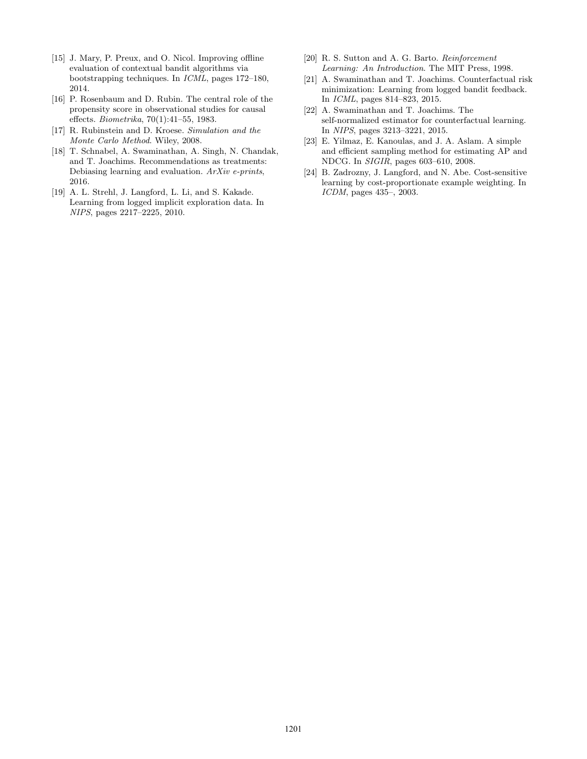[15] J. Mary, P. Preux, and O. Nicol. Improving offline evaluation of contextual bandit algorithms via bootstrapping techniques. In *ICML*, pages 172–180, 2014.

[16] P. Rosenbaum and D. Rubin. The central role of the propensity score in observational studies for causal effects. *Biometrika*, 70(1):41–55, 1983.

[17] R. Rubinstein and D. Kroese. *Simulation and the Monte Carlo Method*. Wiley, 2008.

[18] T. Schnabel, A. Swaminathan, A. Singh, N. Chandak, and T. Joachims. Recommendations as treatments: Debiasing learning and evaluation. *ArXiv e-prints*, 2016.

[19] A. L. Strehl, J. Langford, L. Li, and S. Kakade. Learning from logged implicit exploration data. In *NIPS*, pages 2217–2225, 2010.

[20] R. S. Sutton and A. G. Barto. *Reinforcement Learning: An Introduction*. The MIT Press, 1998.

[21] A. Swaminathan and T. Joachims. Counterfactual risk minimization: Learning from logged bandit feedback. In *ICML*, pages 814–823, 2015.

[22] A. Swaminathan and T. Joachims. The self-normalized estimator for counterfactual learning. In *NIPS*, pages 3213–3221, 2015.

[23] E. Yilmaz, E. Kanoulas, and J. A. Aslam. A simple and efficient sampling method for estimating AP and NDCG. In *SIGIR*, pages 603–610, 2008.

[24] B. Zadrozny, J. Langford, and N. Abe. Cost-sensitive learning by cost-proportionate example weighting. In *ICDM*, pages 435–, 2003.